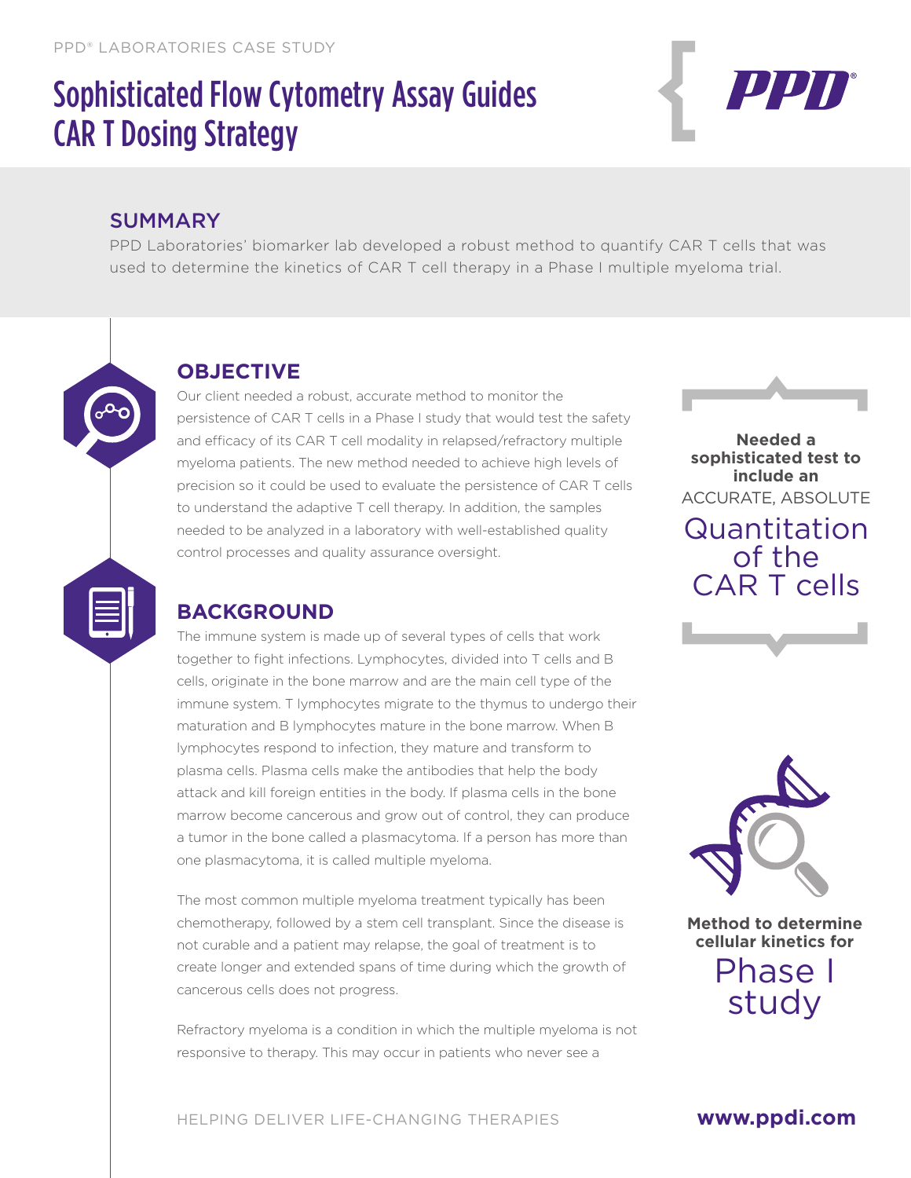PPD® LABORATORIES CASE STUDY

# Sophisticated Flow Cytometry Assay Guides CAR T Dosing Strategy

## SUMMARY

PPD Laboratories' biomarker lab developed a robust method to quantify CAR T cells that was used to determine the kinetics of CAR T cell therapy in a Phase I multiple myeloma trial.

## OBJECTIVE

Our client needed a robust, accurate method to monitor the persistence of CAR T cells in a Phase I study that would test the safety and efficacy of its CAR T cell modality in relapsed/refractory multiple myeloma patients. The new method needed to achieve high levels of precision so it could be used to evaluate the persistence of CAR T cells to understand the adaptive T cell therapy. In addition, the samples needed to be analyzed in a laboratory with well-established quality control processes and quality assurance oversight.

**Needed a sophisticated test to include an** ACCURATE, ABSOLUTE Quantitation of the CAR T cells

## BACKGROUND

The immune system is made up of several types of cells that work together to fight infections. Lymphocytes, divided into T cells and B cells, originate in the bone marrow and are the main cell type of the immune system. T lymphocytes migrate to the thymus to undergo their maturation and B lymphocytes mature in the bone marrow. When B lymphocytes respond to infection, they mature and transform to plasma cells. Plasma cells make the antibodies that help the body attack and kill foreign entities in the body. If plasma cells in the bone marrow become cancerous and grow out of control, they can produce a tumor in the bone called a plasmacytoma. If a person has more than one plasmacytoma, it is called multiple myeloma.

The most common multiple myeloma treatment typically has been chemotherapy, followed by a stem cell transplant. Since the disease is not curable and a patient may relapse, the goal of treatment is to create longer and extended spans of time during which the growth of cancerous cells does not progress.

Refractory myeloma is a condition in which the multiple myeloma is not responsive to therapy. This may occur in patients who never see a

**Method to determine cellular kinetics for** Phase I study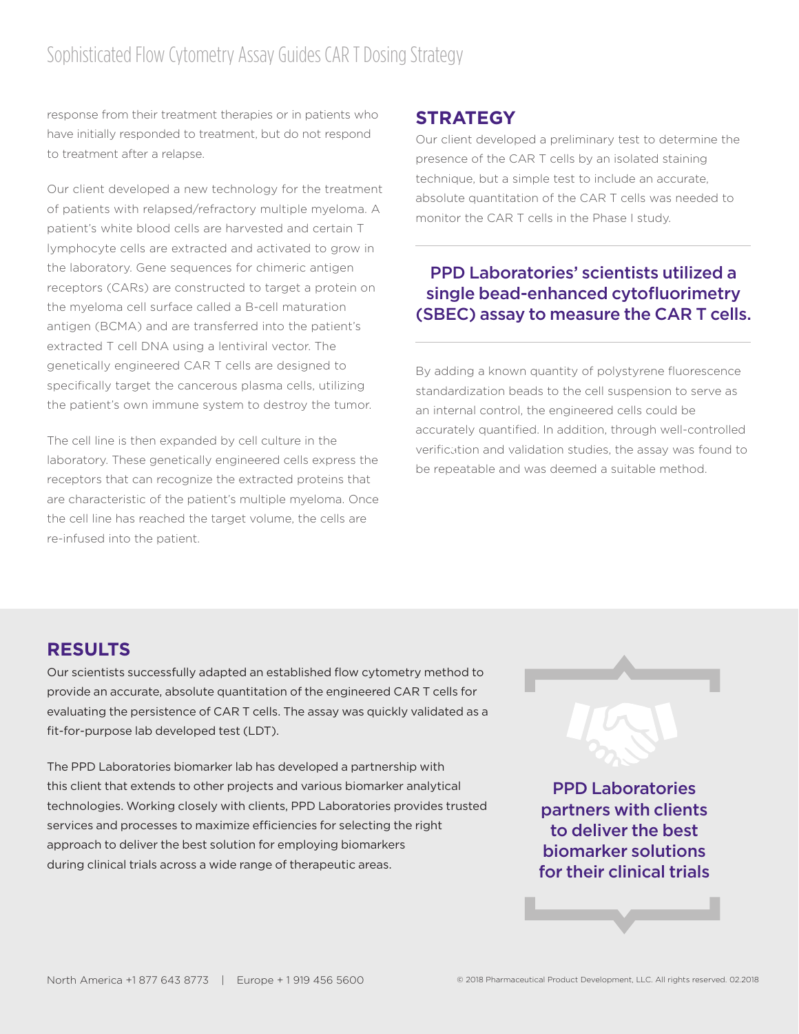response from their treatment therapies or in patients who have initially responded to treatment, but do not respond to treatment after a relapse.

Our client developed a new technology for the treatment of patients with relapsed/refractory multiple myeloma. A patient's white blood cells are harvested and certain T lymphocyte cells are extracted and activated to grow in the laboratory. Gene sequences for chimeric antigen receptors (CARs) are constructed to target a protein on the myeloma cell surface called a B-cell maturation antigen (BCMA) and are transferred into the patient's extracted T cell DNA using a lentiviral vector. The genetically engineered CAR T cells are designed to specifically target the cancerous plasma cells, utilizing the patient's own immune system to destroy the tumor.

The cell line is then expanded by cell culture in the laboratory. These genetically engineered cells express the receptors that can recognize the extracted proteins that are characteristic of the patient's multiple myeloma. Once the cell line has reached the target volume, the cells are re-infused into the patient.

## STRATEGY

Our client developed a preliminary test to determine the presence of the CAR T cells by an isolated staining technique, but a simple test to include an accurate, absolute quantitation of the CAR T cells was needed to monitor the CAR T cells in the Phase I study.

**PPD Laboratories' scientists utilized a single bead-enhanced cytofluorimetry (SBEC) assay to measure the CAR T cells.**

By adding a known quantity of polystyrene fluorescence standardization beads to the cell suspension to serve as an internal control, the engineered cells could be accurately quantified. In addition, through well-controlled verification and validation studies, the assay was found to be repeatable and was deemed a suitable method.

## RESULTS

Our scientists successfully adapted an established flow cytometry method to provide an accurate, absolute quantitation of the engineered CAR T cells for evaluating the persistence of CAR T cells. The assay was quickly validated as a fit-for-purpose lab developed test (LDT).

The PPD Laboratories biomarker lab has developed a partnership with this client that extends to other projects and various biomarker analytical technologies. Working closely with clients, PPD Laboratories provides trusted services and processes to maximize efficiencies for selecting the right approach to deliver the best solution for employing biomarkers during clinical trials across a wide range of therapeutic areas.

**PPD Laboratories partners with clients to deliver the best biomarker solutions for their clinical trials**

North America +1 877 643 8773 | Europe + 1 919 456 5600

© 2018 Pharmaceutical Product Development, LLC. All rights reserved. 02.2018